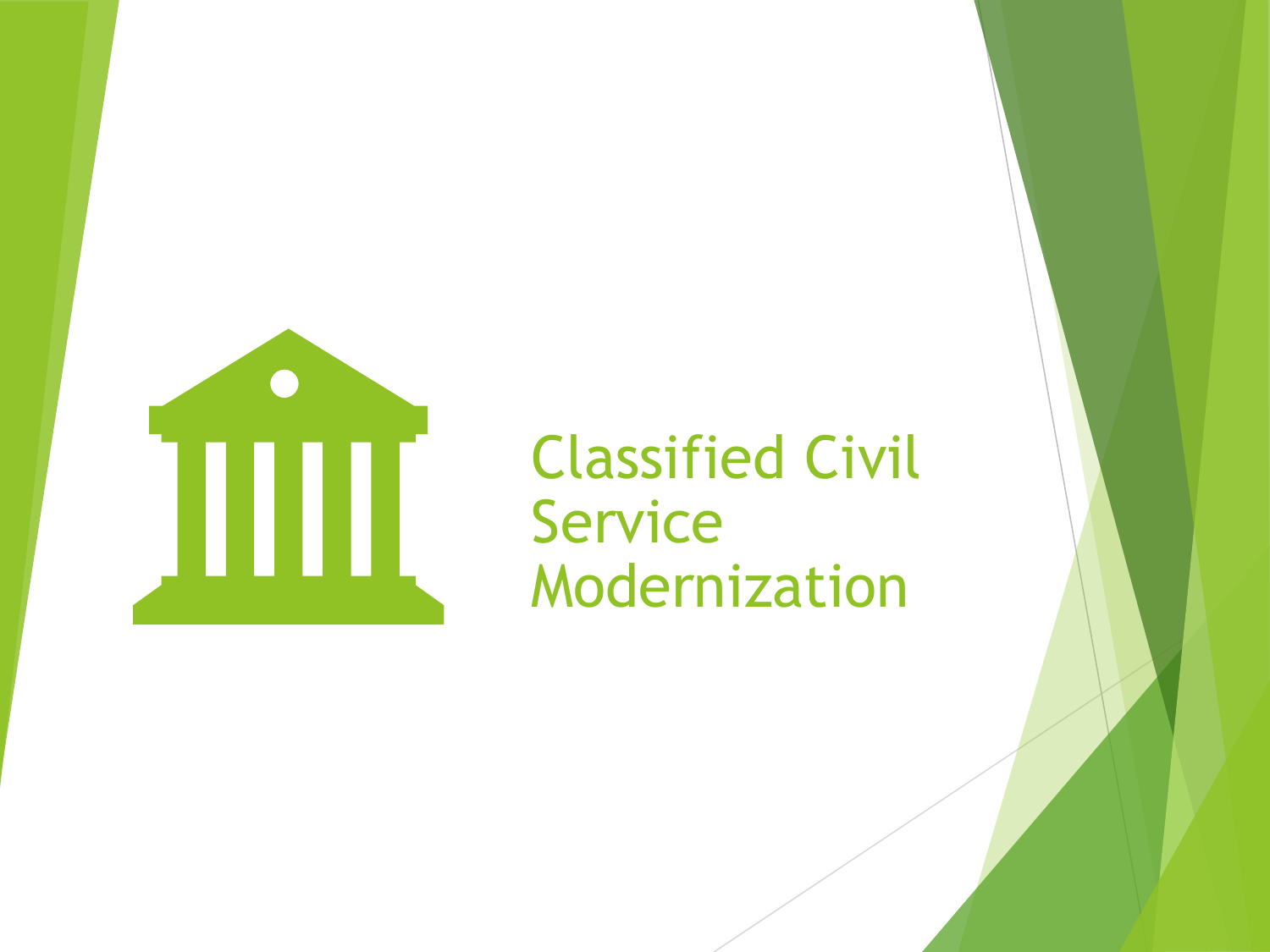# Classified Civil Service Modernization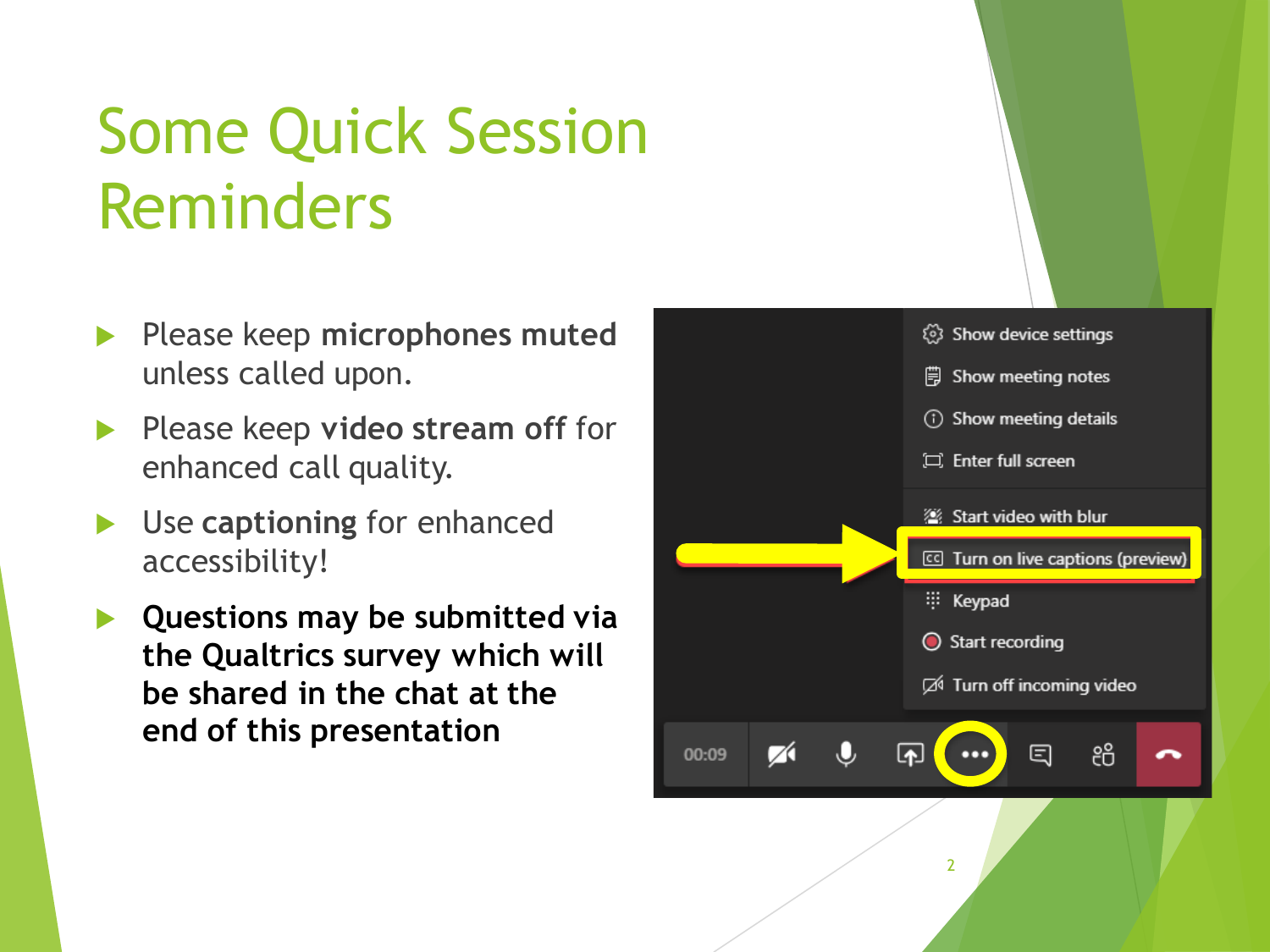# Some Quick Session Reminders

- Please keep **microphones muted** unless called upon.
- Please keep **video stream off** for enhanced call quality.
- Use **captioning** for enhanced accessibility!
- **Questions may be submitted via the Qualtrics survey which will be shared in the chat at the end of this presentation**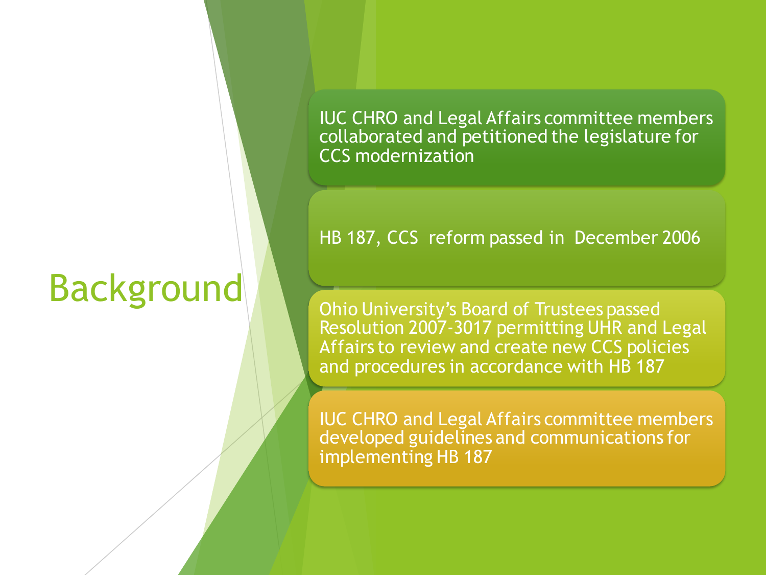# Background

- IUC CHRO and Legal Affairs committee members collaborated and petitioned the legislature for CCS modernization
- HB 187, CCS reform passed in December 2006
- Ohio University's Board of Trustees passed Resolution 2007-3017 permitting UHR and Legal Affairs to review and create new CCS policies and procedures in accordance with HB 187
- IUC CHRO and Legal Affairs committee members developed guidelines and communications for implementing HB 187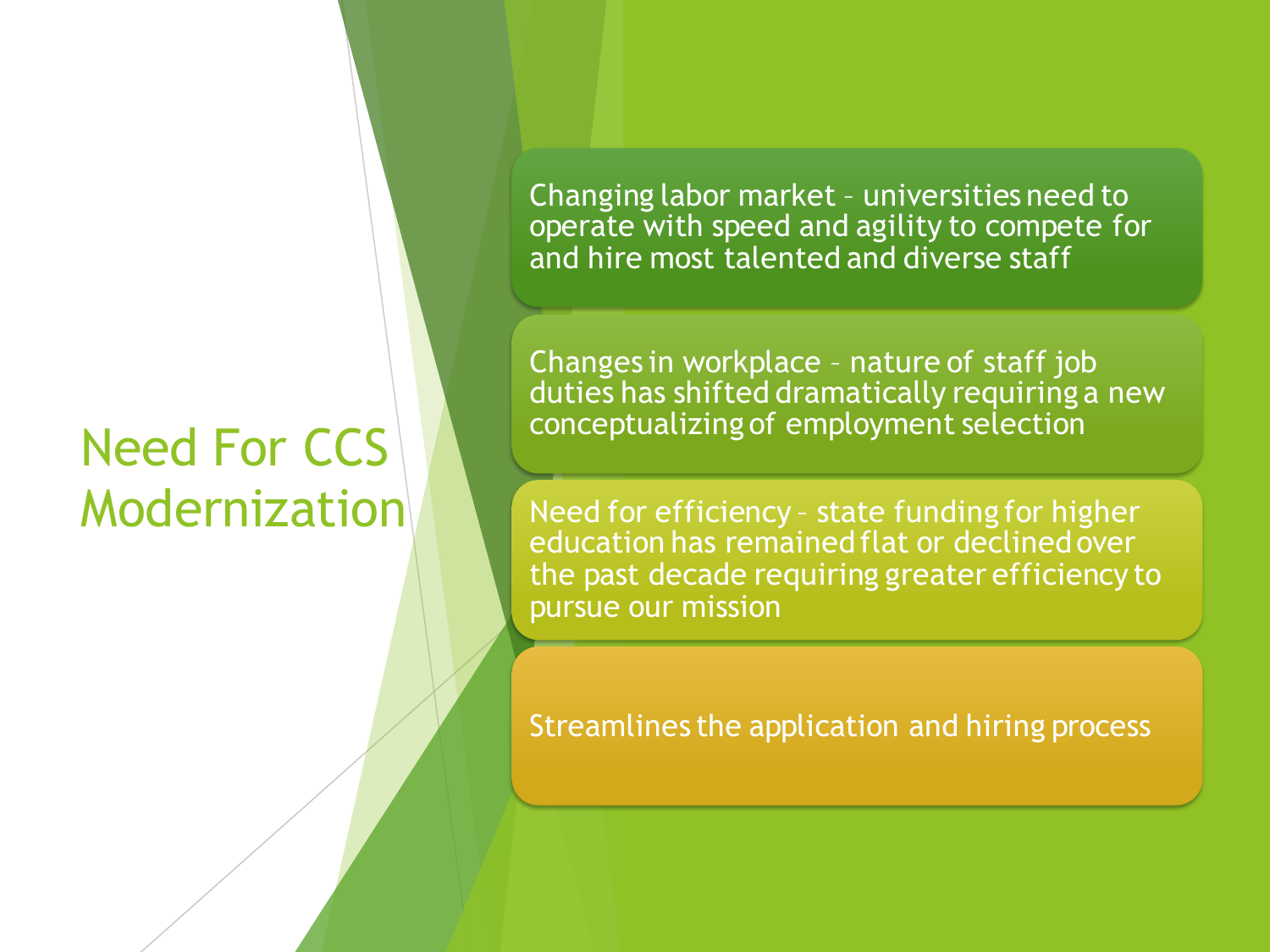# Need For CCS Modernization

- Changing labor market – universities need to operate with speed and agility to compete for and hire most talented and diverse staff
- Changes in workplace – nature of staff job duties has shifted dramatically requiring a new conceptualizing of employment selection
- Need for efficiency – state funding for higher education has remained flat or declined over the past decade requiring greater efficiency to pursue our mission
- Streamlines the application and hiring process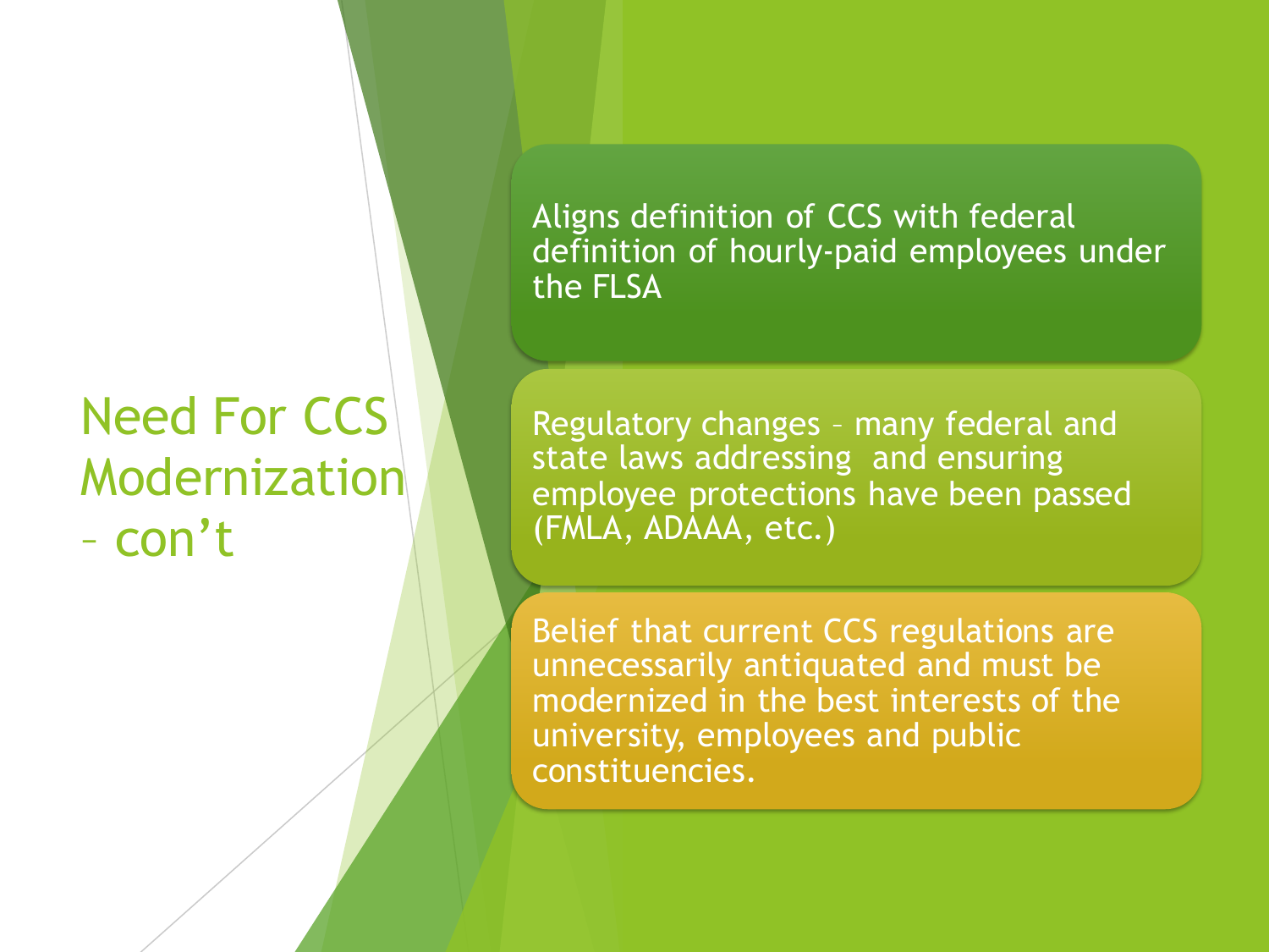# Need For CCS Modernization – con't

- Aligns definition of CCS with federal definition of hourly-paid employees under the FLSA
- Regulatory changes – many federal and state laws addressing and ensuring employee protections have been passed (FMLA, ADAAA, etc.)
- Belief that current CCS regulations are unnecessarily antiquated and must be modernized in the best interests of the university, employees and public constituencies.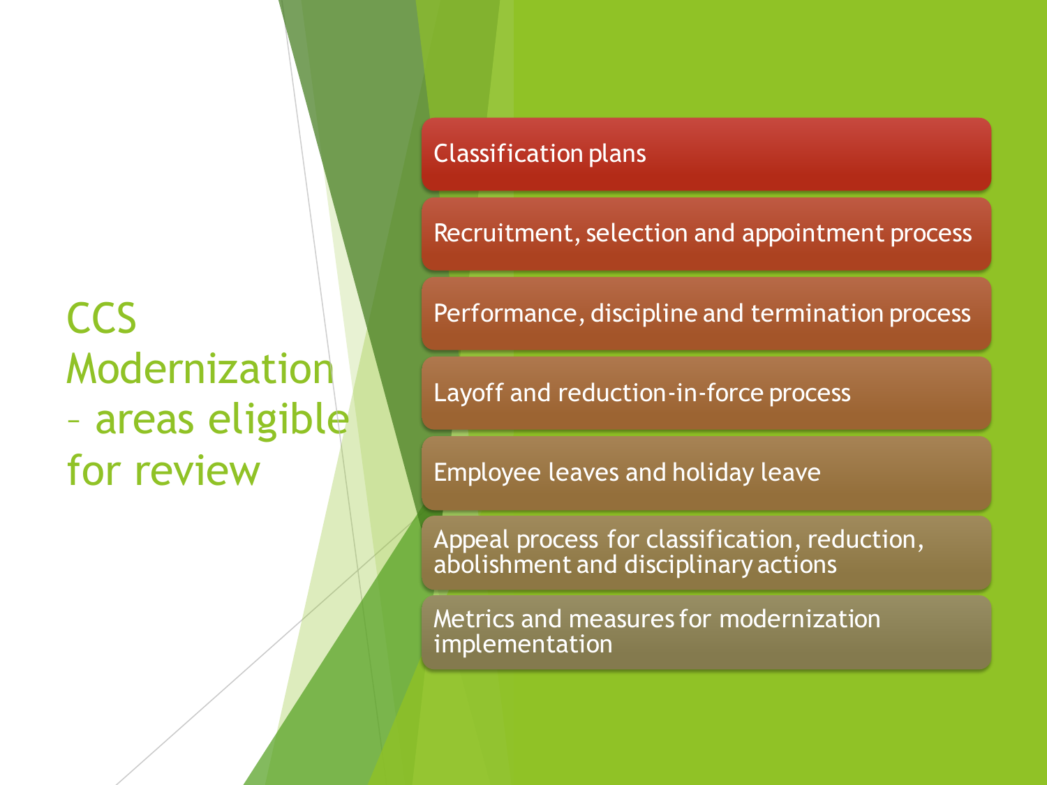# CCS Modernization – areas eligible for review

- Classification plans
- Recruitment, selection and appointment process
- Performance, discipline and termination process
- Layoff and reduction-in-force process
- Employee leaves and holiday leave
- Appeal process for classification, reduction, abolishment and disciplinary actions
- Metrics and measures for modernization implementation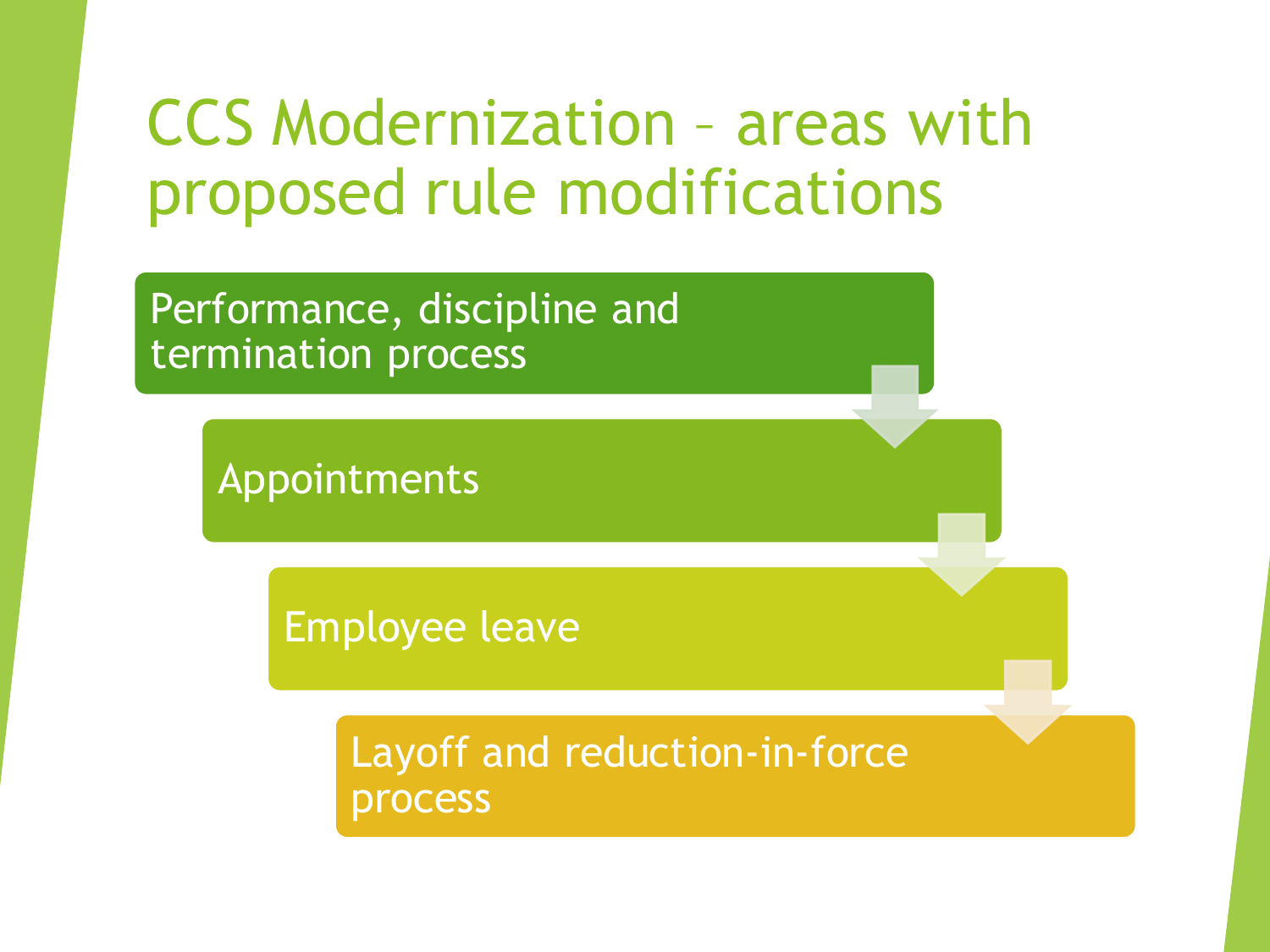# CCS Modernization – areas with proposed rule modifications

- Performance, discipline and termination process
- Appointments
- Employee leave
- Layoff and reduction-in-force process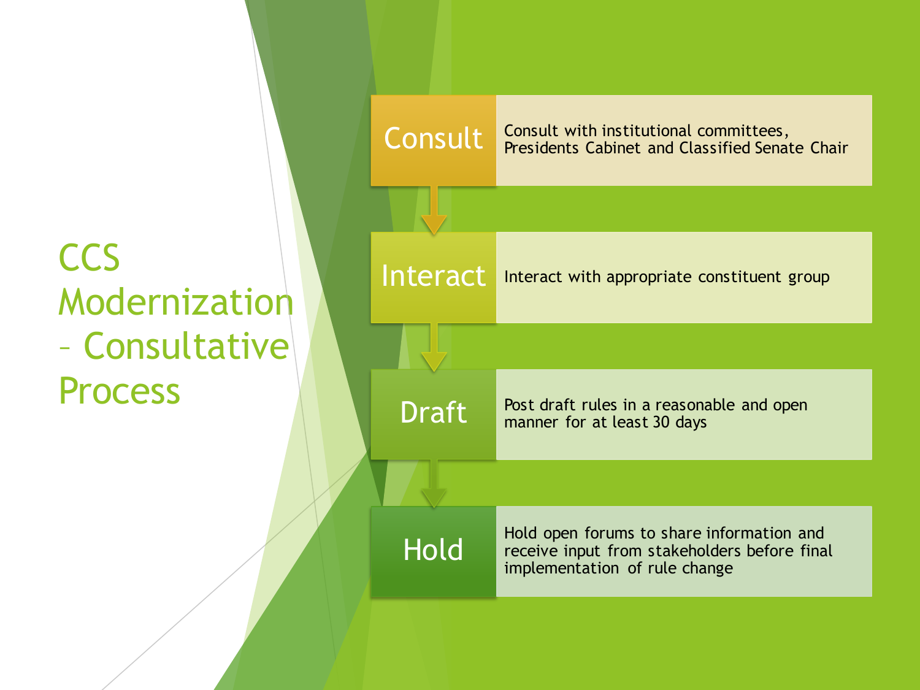# CCS Modernization – Consultative Process

- **Consult**: Consult with institutional committees, Presidents Cabinet and Classified Senate Chair
- **Interact**: Interact with appropriate constituent group
- **Draft**: Post draft rules in a reasonable and open manner for at least 30 days
- **Hold**: Hold open forums to share information and receive input from stakeholders before final implementation of rule change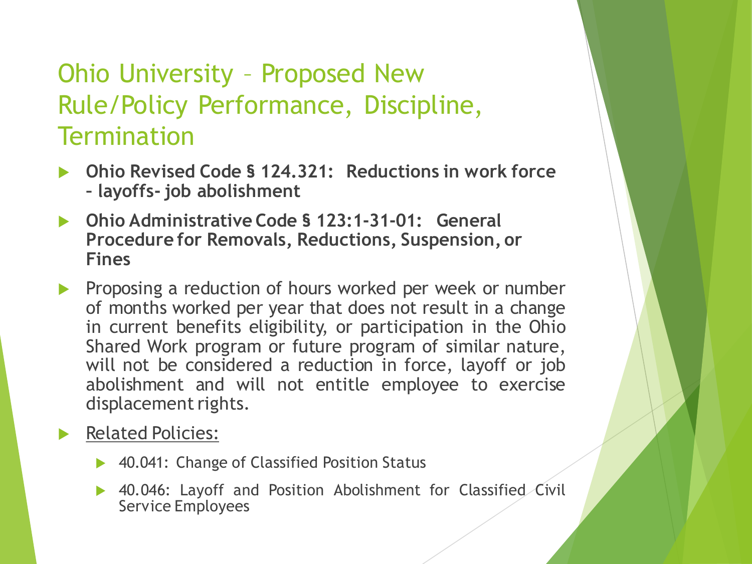# Ohio University – Proposed New Rule/Policy Performance, Discipline, Termination

- **Ohio Revised Code § 124.321: Reductions in work force – layoffs- job abolishment**
- **Ohio Administrative Code § 123:1-31-01: General Procedure for Removals, Reductions, Suspension, or Fines**
- Proposing a reduction of hours worked per week or number of months worked per year that does not result in a change in current benefits eligibility, or participation in the Ohio Shared Work program or future program of similar nature, will not be considered a reduction in force, layoff or job abolishment and will not entitle employee to exercise displacement rights.
- Related Policies:
  - 40.041: Change of Classified Position Status
  - 40.046: Layoff and Position Abolishment for Classified Civil Service Employees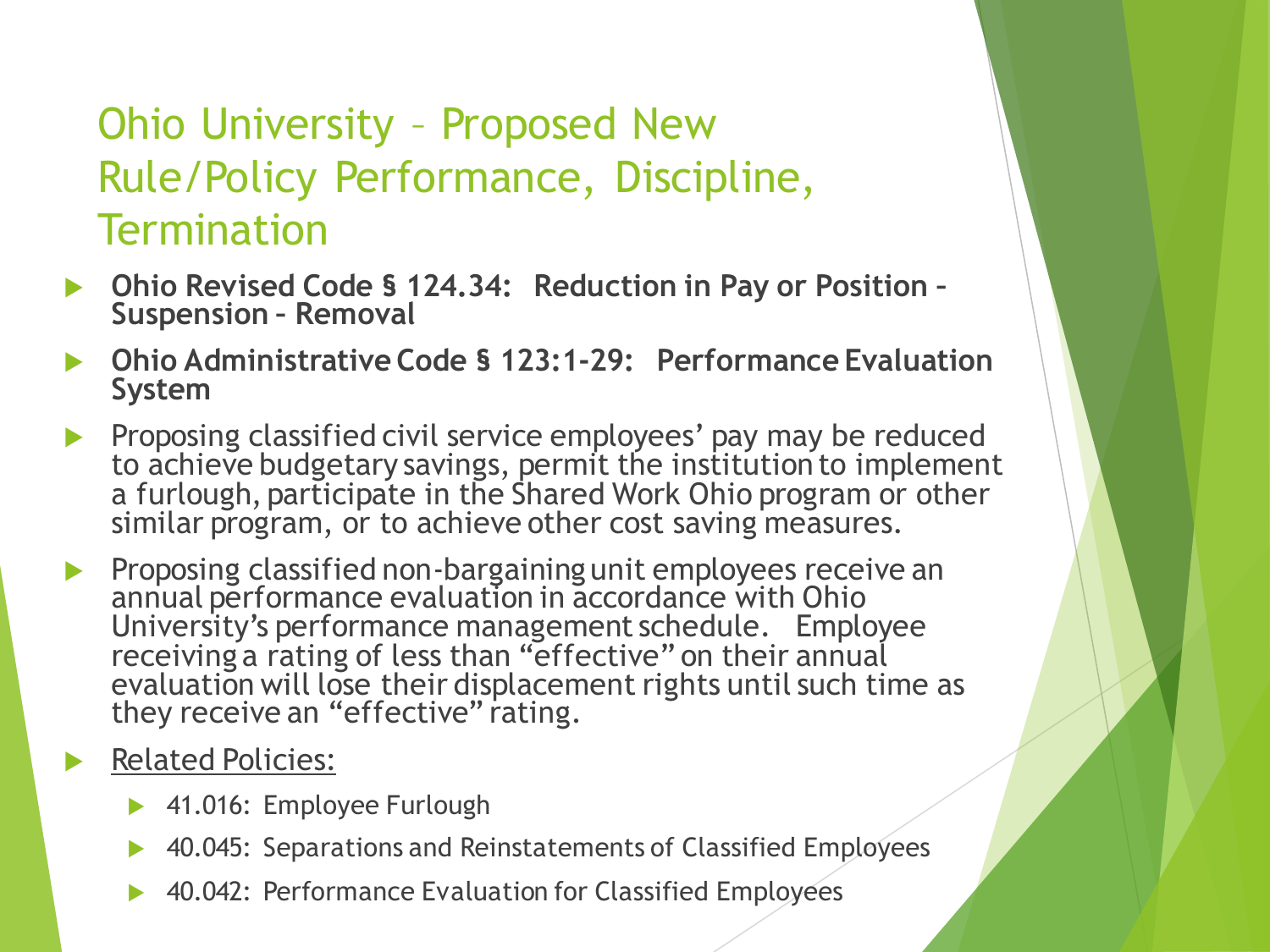# Ohio University – Proposed New Rule/Policy Performance, Discipline, Termination

- **Ohio Revised Code § 124.34: Reduction in Pay or Position – Suspension – Removal**
- **Ohio Administrative Code § 123:1-29: Performance Evaluation System**
- Proposing classified civil service employees' pay may be reduced to achieve budgetary savings, permit the institution to implement a furlough, participate in the Shared Work Ohio program or other similar program, or to achieve other cost saving measures.
- Proposing classified non-bargaining unit employees receive an annual performance evaluation in accordance with Ohio University's performance management schedule. Employee receiving a rating of less than "effective" on their annual evaluation will lose their displacement rights until such time as they receive an "effective" rating.
- Related Policies:
  - 41.016: Employee Furlough
  - 40.045: Separations and Reinstatements of Classified Employees
  - 40.042: Performance Evaluation for Classified Employees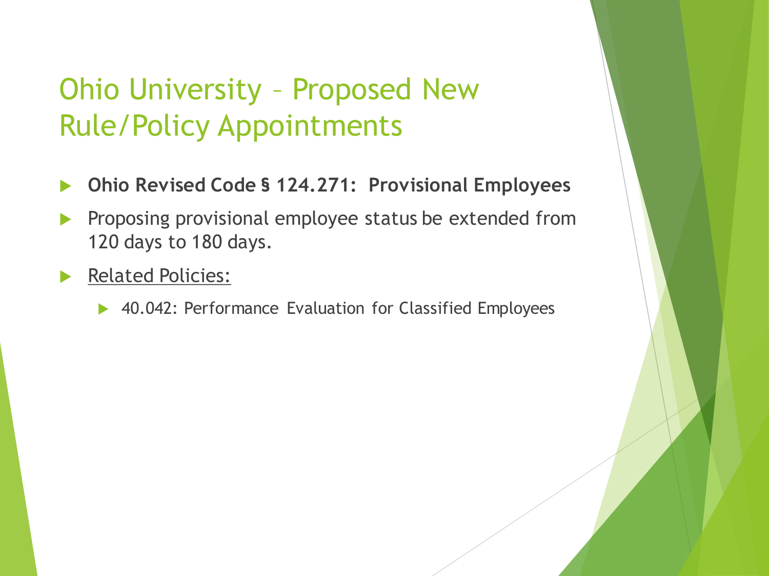# Ohio University – Proposed New Rule/Policy Appointments

- **Ohio Revised Code § 124.271: Provisional Employees**
- Proposing provisional employee status be extended from 120 days to 180 days.
- Related Policies:
  - 40.042: Performance Evaluation for Classified Employees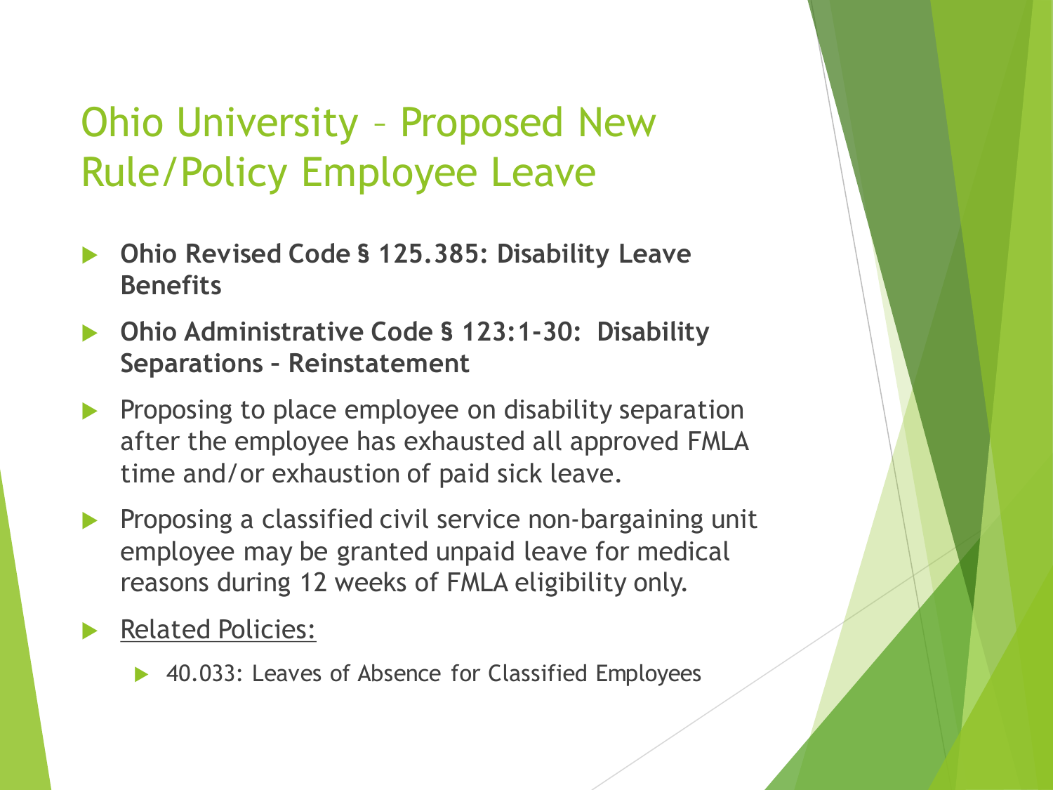# Ohio University – Proposed New Rule/Policy Employee Leave

- **Ohio Revised Code § 125.385: Disability Leave Benefits**
- **Ohio Administrative Code § 123:1-30: Disability Separations – Reinstatement**
- Proposing to place employee on disability separation after the employee has exhausted all approved FMLA time and/or exhaustion of paid sick leave.
- Proposing a classified civil service non-bargaining unit employee may be granted unpaid leave for medical reasons during 12 weeks of FMLA eligibility only.
- <u>Related Policies:</u>
  - 40.033: Leaves of Absence for Classified Employees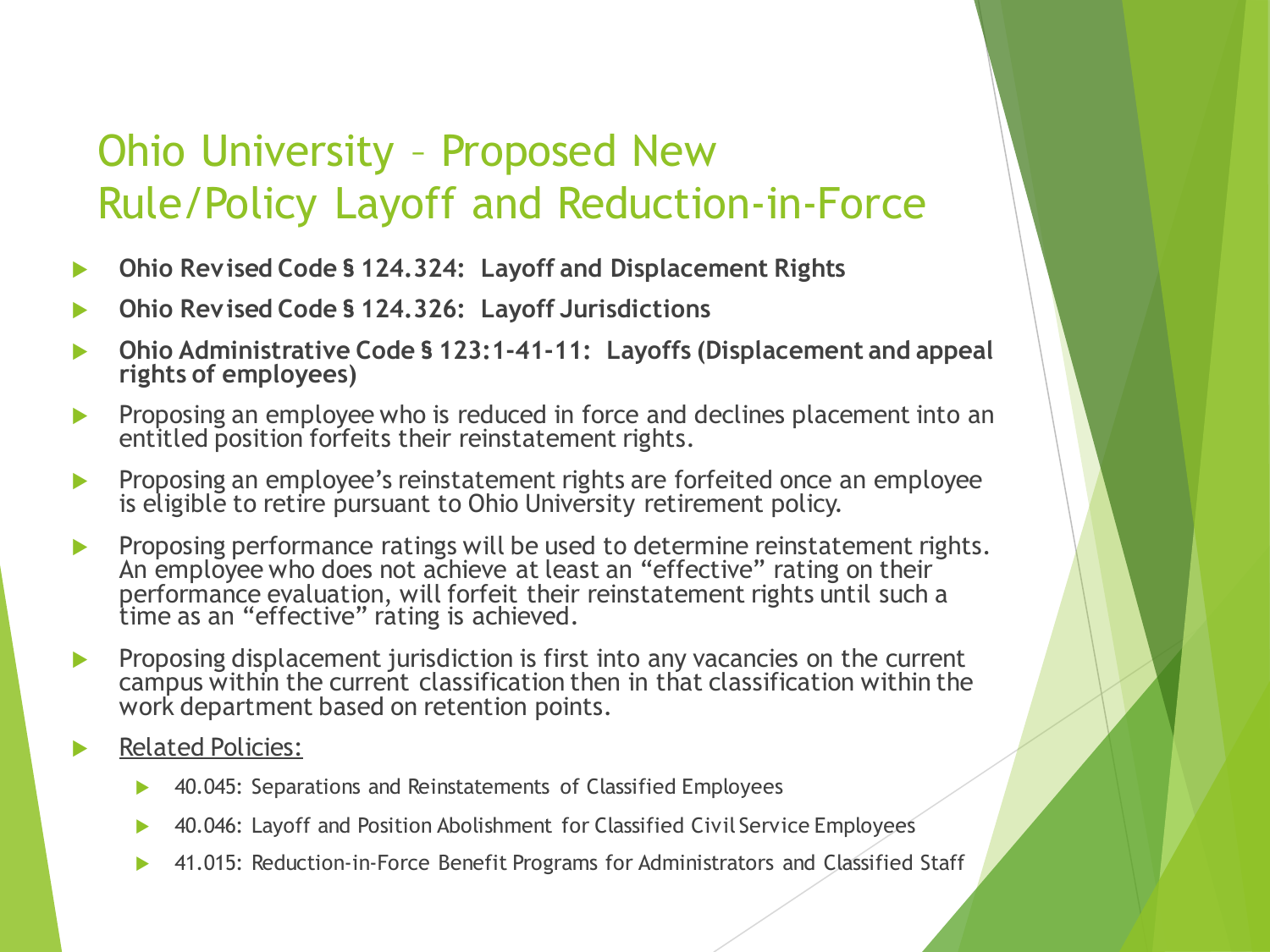# Ohio University – Proposed New Rule/Policy Layoff and Reduction-in-Force

- **Ohio Revised Code § 124.324: Layoff and Displacement Rights**
- **Ohio Revised Code § 124.326: Layoff Jurisdictions**
- **Ohio Administrative Code § 123:1-41-11: Layoffs (Displacement and appeal rights of employees)**
- Proposing an employee who is reduced in force and declines placement into an entitled position forfeits their reinstatement rights.
- Proposing an employee's reinstatement rights are forfeited once an employee is eligible to retire pursuant to Ohio University retirement policy.
- Proposing performance ratings will be used to determine reinstatement rights. An employee who does not achieve at least an "effective" rating on their performance evaluation, will forfeit their reinstatement rights until such a time as an "effective" rating is achieved.
- Proposing displacement jurisdiction is first into any vacancies on the current campus within the current classification then in that classification within the work department based on retention points.
- Related Policies:
  - 40.045: Separations and Reinstatements of Classified Employees
  - 40.046: Layoff and Position Abolishment for Classified Civil Service Employees
  - 41.015: Reduction-in-Force Benefit Programs for Administrators and Classified Staff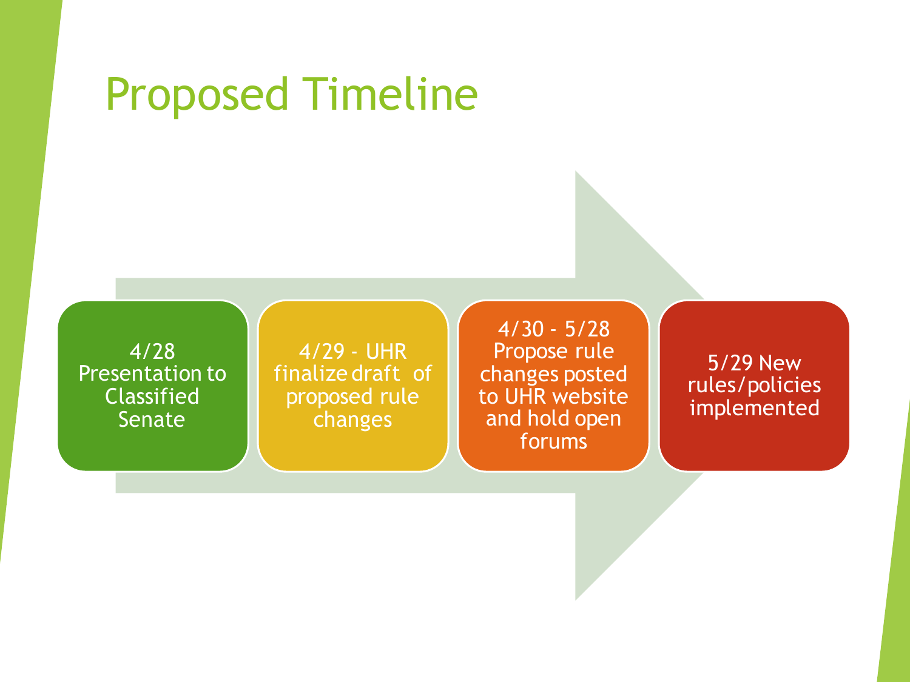# Proposed Timeline

4/28 Presentation to Classified Senate

4/29 - UHR finalize draft of proposed rule changes

4/30 - 5/28 Propose rule changes posted to UHR website and hold open forums

5/29 New rules/policies implemented